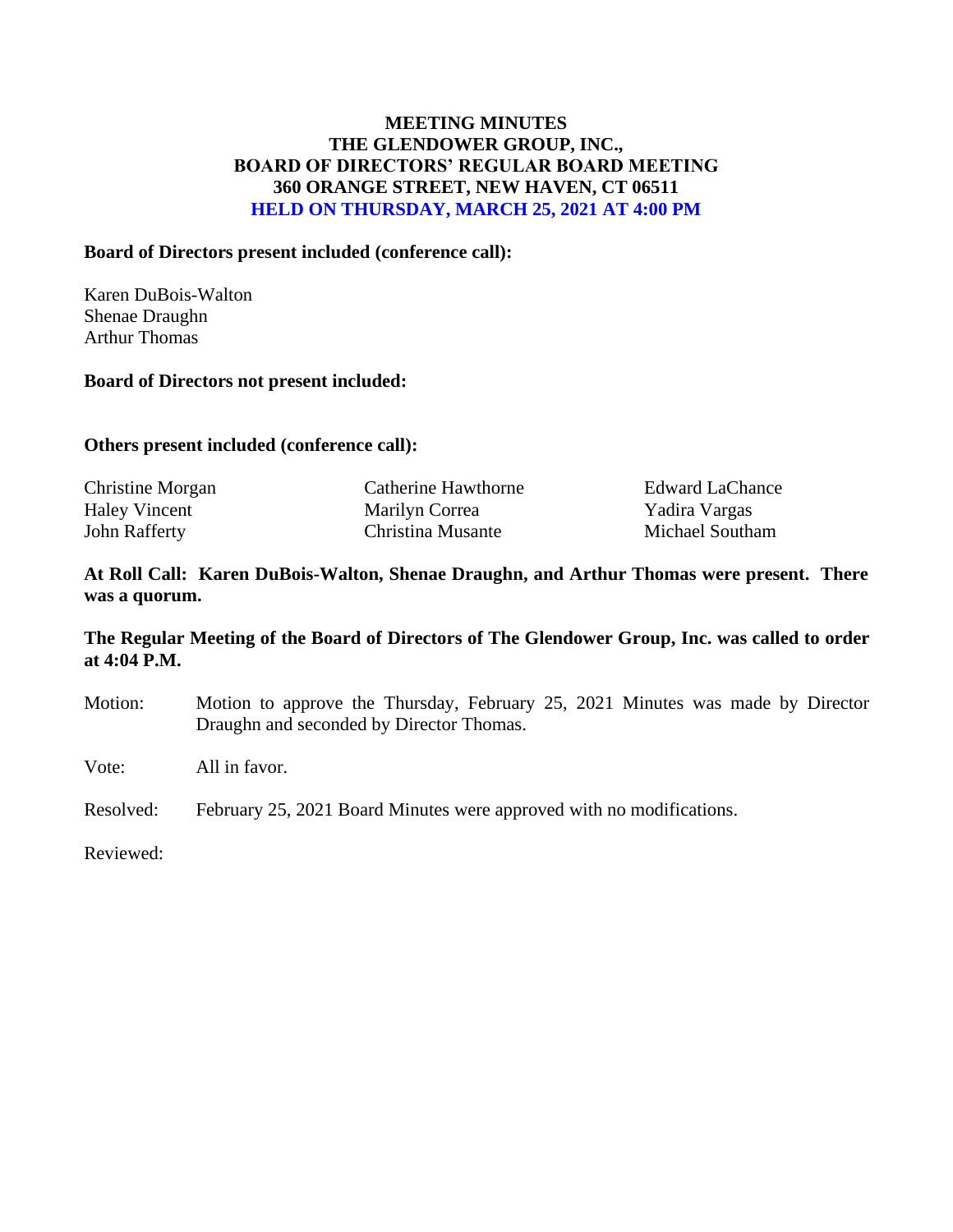# MEETING MINUTES
# THE GLENDOWER GROUP, INC.,
# BOARD OF DIRECTORS' REGULAR BOARD MEETING
# 360 ORANGE STREET, NEW HAVEN, CT 06511
# HELD ON THURSDAY, MARCH 25, 2021 AT 4:00 PM

**Board of Directors present included (conference call):**

Karen DuBois-Walton
Shenae Draughn
Arthur Thomas

**Board of Directors not present included:**

**Others present included (conference call):**

| | | |
|---|---|---|
| Christine Morgan | Catherine Hawthorne | Edward LaChance |
| Haley Vincent | Marilyn Correa | Yadira Vargas |
| John Rafferty | Christina Musante | Michael Southam |

**At Roll Call: Karen DuBois-Walton, Shenae Draughn, and Arthur Thomas were present. There was a quorum.**

**The Regular Meeting of the Board of Directors of The Glendower Group, Inc. was called to order at 4:04 P.M.**

Motion: Motion to approve the Thursday, February 25, 2021 Minutes was made by Director Draughn and seconded by Director Thomas.

Vote: All in favor.

Resolved: February 25, 2021 Board Minutes were approved with no modifications.

Reviewed: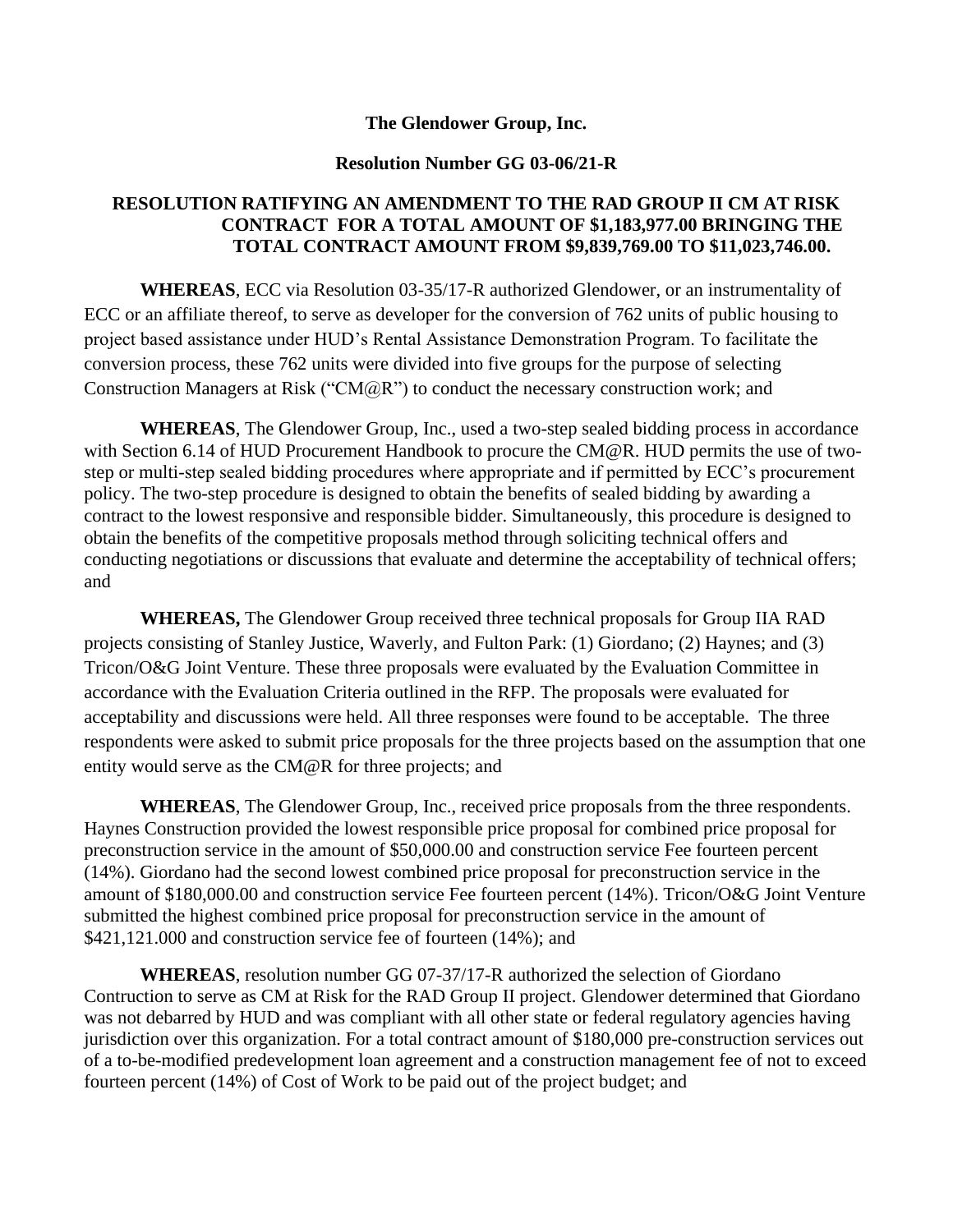**The Glendower Group, Inc.**

**Resolution Number GG 03-06/21-R**

**RESOLUTION RATIFYING AN AMENDMENT TO THE RAD GROUP II CM AT RISK CONTRACT FOR A TOTAL AMOUNT OF $1,183,977.00 BRINGING THE TOTAL CONTRACT AMOUNT FROM $9,839,769.00 TO $11,023,746.00.**

**WHEREAS**, ECC via Resolution 03-35/17-R authorized Glendower, or an instrumentality of ECC or an affiliate thereof, to serve as developer for the conversion of 762 units of public housing to project based assistance under HUD's Rental Assistance Demonstration Program. To facilitate the conversion process, these 762 units were divided into five groups for the purpose of selecting Construction Managers at Risk ("CM@R") to conduct the necessary construction work; and

**WHEREAS**, The Glendower Group, Inc., used a two-step sealed bidding process in accordance with Section 6.14 of HUD Procurement Handbook to procure the CM@R. HUD permits the use of two-step or multi-step sealed bidding procedures where appropriate and if permitted by ECC's procurement policy. The two-step procedure is designed to obtain the benefits of sealed bidding by awarding a contract to the lowest responsive and responsible bidder. Simultaneously, this procedure is designed to obtain the benefits of the competitive proposals method through soliciting technical offers and conducting negotiations or discussions that evaluate and determine the acceptability of technical offers; and

**WHEREAS,** The Glendower Group received three technical proposals for Group IIA RAD projects consisting of Stanley Justice, Waverly, and Fulton Park: (1) Giordano; (2) Haynes; and (3) Tricon/O&G Joint Venture. These three proposals were evaluated by the Evaluation Committee in accordance with the Evaluation Criteria outlined in the RFP. The proposals were evaluated for acceptability and discussions were held. All three responses were found to be acceptable. The three respondents were asked to submit price proposals for the three projects based on the assumption that one entity would serve as the CM@R for three projects; and

**WHEREAS**, The Glendower Group, Inc., received price proposals from the three respondents. Haynes Construction provided the lowest responsible price proposal for combined price proposal for preconstruction service in the amount of $50,000.00 and construction service Fee fourteen percent (14%). Giordano had the second lowest combined price proposal for preconstruction service in the amount of $180,000.00 and construction service Fee fourteen percent (14%). Tricon/O&G Joint Venture submitted the highest combined price proposal for preconstruction service in the amount of $421,121.000 and construction service fee of fourteen (14%); and

**WHEREAS**, resolution number GG 07-37/17-R authorized the selection of Giordano Contruction to serve as CM at Risk for the RAD Group II project. Glendower determined that Giordano was not debarred by HUD and was compliant with all other state or federal regulatory agencies having jurisdiction over this organization. For a total contract amount of $180,000 pre-construction services out of a to-be-modified predevelopment loan agreement and a construction management fee of not to exceed fourteen percent (14%) of Cost of Work to be paid out of the project budget; and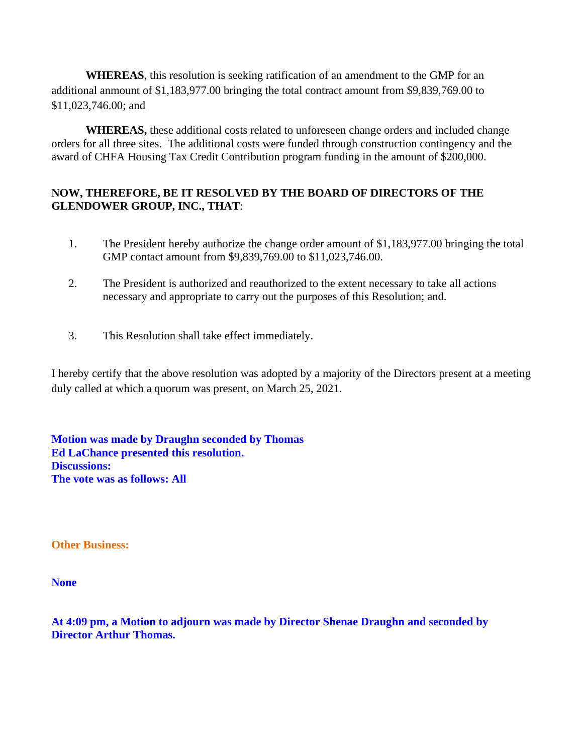**WHEREAS**, this resolution is seeking ratification of an amendment to the GMP for an additional anmount of $1,183,977.00 bringing the total contract amount from $9,839,769.00 to $11,023,746.00; and

**WHEREAS,** these additional costs related to unforeseen change orders and included change orders for all three sites. The additional costs were funded through construction contingency and the award of CHFA Housing Tax Credit Contribution program funding in the amount of $200,000.

**NOW, THEREFORE, BE IT RESOLVED BY THE BOARD OF DIRECTORS OF THE GLENDOWER GROUP, INC., THAT**:

1. The President hereby authorize the change order amount of $1,183,977.00 bringing the total GMP contact amount from $9,839,769.00 to $11,023,746.00.

2. The President is authorized and reauthorized to the extent necessary to take all actions necessary and appropriate to carry out the purposes of this Resolution; and.

3. This Resolution shall take effect immediately.

I hereby certify that the above resolution was adopted by a majority of the Directors present at a meeting duly called at which a quorum was present, on March 25, 2021.

**Motion was made by Draughn seconded by Thomas**
**Ed LaChance presented this resolution.**
**Discussions:**
**The vote was as follows: All**

**Other Business:**

**None**

**At 4:09 pm, a Motion to adjourn was made by Director Shenae Draughn and seconded by Director Arthur Thomas.**